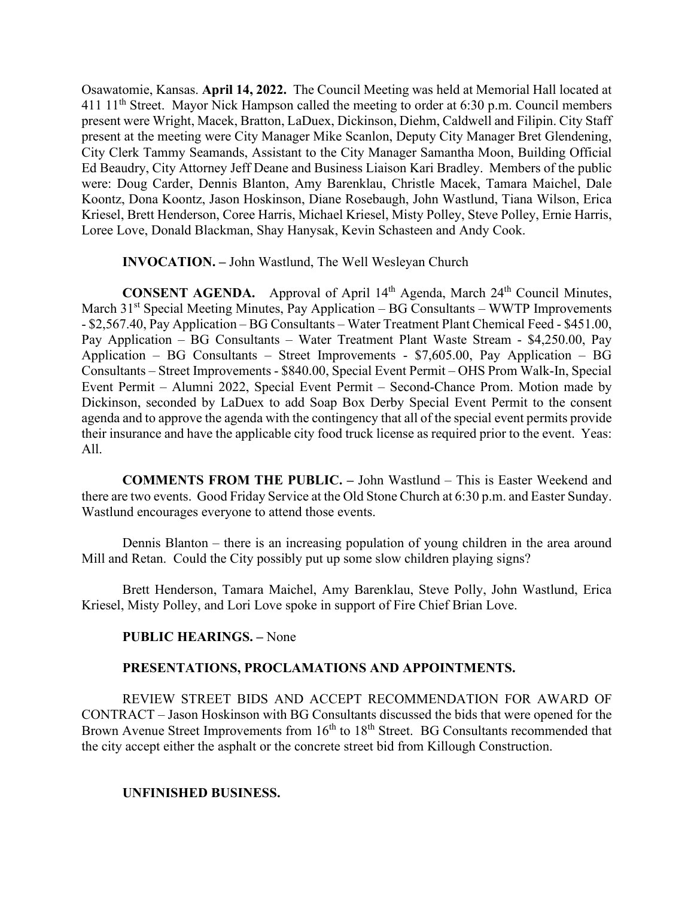Osawatomie, Kansas. **April 14, 2022.** The Council Meeting was held at Memorial Hall located at 411 11th Street. Mayor Nick Hampson called the meeting to order at 6:30 p.m. Council members present were Wright, Macek, Bratton, LaDuex, Dickinson, Diehm, Caldwell and Filipin. City Staff present at the meeting were City Manager Mike Scanlon, Deputy City Manager Bret Glendening, City Clerk Tammy Seamands, Assistant to the City Manager Samantha Moon, Building Official Ed Beaudry, City Attorney Jeff Deane and Business Liaison Kari Bradley. Members of the public were: Doug Carder, Dennis Blanton, Amy Barenklau, Christle Macek, Tamara Maichel, Dale Koontz, Dona Koontz, Jason Hoskinson, Diane Rosebaugh, John Wastlund, Tiana Wilson, Erica Kriesel, Brett Henderson, Coree Harris, Michael Kriesel, Misty Polley, Steve Polley, Ernie Harris, Loree Love, Donald Blackman, Shay Hanysak, Kevin Schasteen and Andy Cook.

**INVOCATION. –** John Wastlund, The Well Wesleyan Church

**CONSENT AGENDA.** Approval of April 14th Agenda, March 24th Council Minutes, March 31st Special Meeting Minutes, Pay Application – BG Consultants – WWTP Improvements - $2,567.40, Pay Application – BG Consultants – Water Treatment Plant Chemical Feed - $451.00, Pay Application – BG Consultants – Water Treatment Plant Waste Stream - $4,250.00, Pay Application – BG Consultants – Street Improvements - $7,605.00, Pay Application – BG Consultants – Street Improvements - $840.00, Special Event Permit – OHS Prom Walk-In, Special Event Permit – Alumni 2022, Special Event Permit – Second-Chance Prom. Motion made by Dickinson, seconded by LaDuex to add Soap Box Derby Special Event Permit to the consent agenda and to approve the agenda with the contingency that all of the special event permits provide their insurance and have the applicable city food truck license as required prior to the event. Yeas: All.

**COMMENTS FROM THE PUBLIC. –** John Wastlund – This is Easter Weekend and there are two events. Good Friday Service at the Old Stone Church at 6:30 p.m. and Easter Sunday. Wastlund encourages everyone to attend those events.

Dennis Blanton – there is an increasing population of young children in the area around Mill and Retan. Could the City possibly put up some slow children playing signs?

Brett Henderson, Tamara Maichel, Amy Barenklau, Steve Polly, John Wastlund, Erica Kriesel, Misty Polley, and Lori Love spoke in support of Fire Chief Brian Love.

**PUBLIC HEARINGS. –** None

**PRESENTATIONS, PROCLAMATIONS AND APPOINTMENTS.**

REVIEW STREET BIDS AND ACCEPT RECOMMENDATION FOR AWARD OF CONTRACT – Jason Hoskinson with BG Consultants discussed the bids that were opened for the Brown Avenue Street Improvements from 16th to 18th Street. BG Consultants recommended that the city accept either the asphalt or the concrete street bid from Killough Construction.

**UNFINISHED BUSINESS.**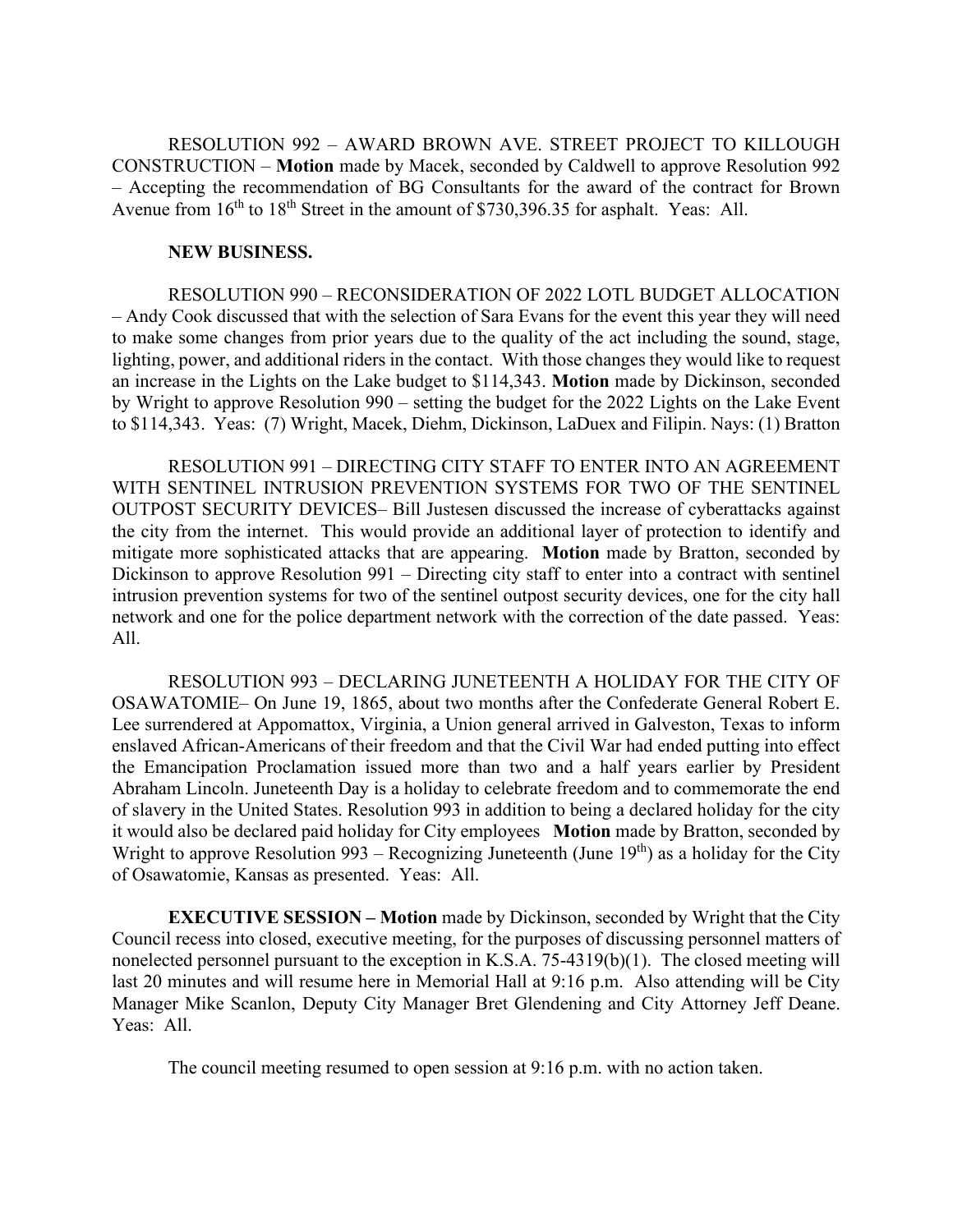RESOLUTION 992 – AWARD BROWN AVE. STREET PROJECT TO KILLOUGH CONSTRUCTION – **Motion** made by Macek, seconded by Caldwell to approve Resolution 992 – Accepting the recommendation of BG Consultants for the award of the contract for Brown Avenue from 16th to 18th Street in the amount of $730,396.35 for asphalt. Yeas: All.

**NEW BUSINESS.**

RESOLUTION 990 – RECONSIDERATION OF 2022 LOTL BUDGET ALLOCATION – Andy Cook discussed that with the selection of Sara Evans for the event this year they will need to make some changes from prior years due to the quality of the act including the sound, stage, lighting, power, and additional riders in the contact. With those changes they would like to request an increase in the Lights on the Lake budget to $114,343. **Motion** made by Dickinson, seconded by Wright to approve Resolution 990 – setting the budget for the 2022 Lights on the Lake Event to $114,343. Yeas: (7) Wright, Macek, Diehm, Dickinson, LaDuex and Filipin. Nays: (1) Bratton

RESOLUTION 991 – DIRECTING CITY STAFF TO ENTER INTO AN AGREEMENT WITH SENTINEL INTRUSION PREVENTION SYSTEMS FOR TWO OF THE SENTINEL OUTPOST SECURITY DEVICES– Bill Justesen discussed the increase of cyberattacks against the city from the internet. This would provide an additional layer of protection to identify and mitigate more sophisticated attacks that are appearing. **Motion** made by Bratton, seconded by Dickinson to approve Resolution 991 – Directing city staff to enter into a contract with sentinel intrusion prevention systems for two of the sentinel outpost security devices, one for the city hall network and one for the police department network with the correction of the date passed. Yeas: All.

RESOLUTION 993 – DECLARING JUNETEENTH A HOLIDAY FOR THE CITY OF OSAWATOMIE– On June 19, 1865, about two months after the Confederate General Robert E. Lee surrendered at Appomattox, Virginia, a Union general arrived in Galveston, Texas to inform enslaved African-Americans of their freedom and that the Civil War had ended putting into effect the Emancipation Proclamation issued more than two and a half years earlier by President Abraham Lincoln. Juneteenth Day is a holiday to celebrate freedom and to commemorate the end of slavery in the United States. Resolution 993 in addition to being a declared holiday for the city it would also be declared paid holiday for City employees **Motion** made by Bratton, seconded by Wright to approve Resolution 993 – Recognizing Juneteenth (June 19th) as a holiday for the City of Osawatomie, Kansas as presented. Yeas: All.

**EXECUTIVE SESSION – Motion** made by Dickinson, seconded by Wright that the City Council recess into closed, executive meeting, for the purposes of discussing personnel matters of nonelected personnel pursuant to the exception in K.S.A. 75-4319(b)(1). The closed meeting will last 20 minutes and will resume here in Memorial Hall at 9:16 p.m. Also attending will be City Manager Mike Scanlon, Deputy City Manager Bret Glendening and City Attorney Jeff Deane. Yeas: All.

The council meeting resumed to open session at 9:16 p.m. with no action taken.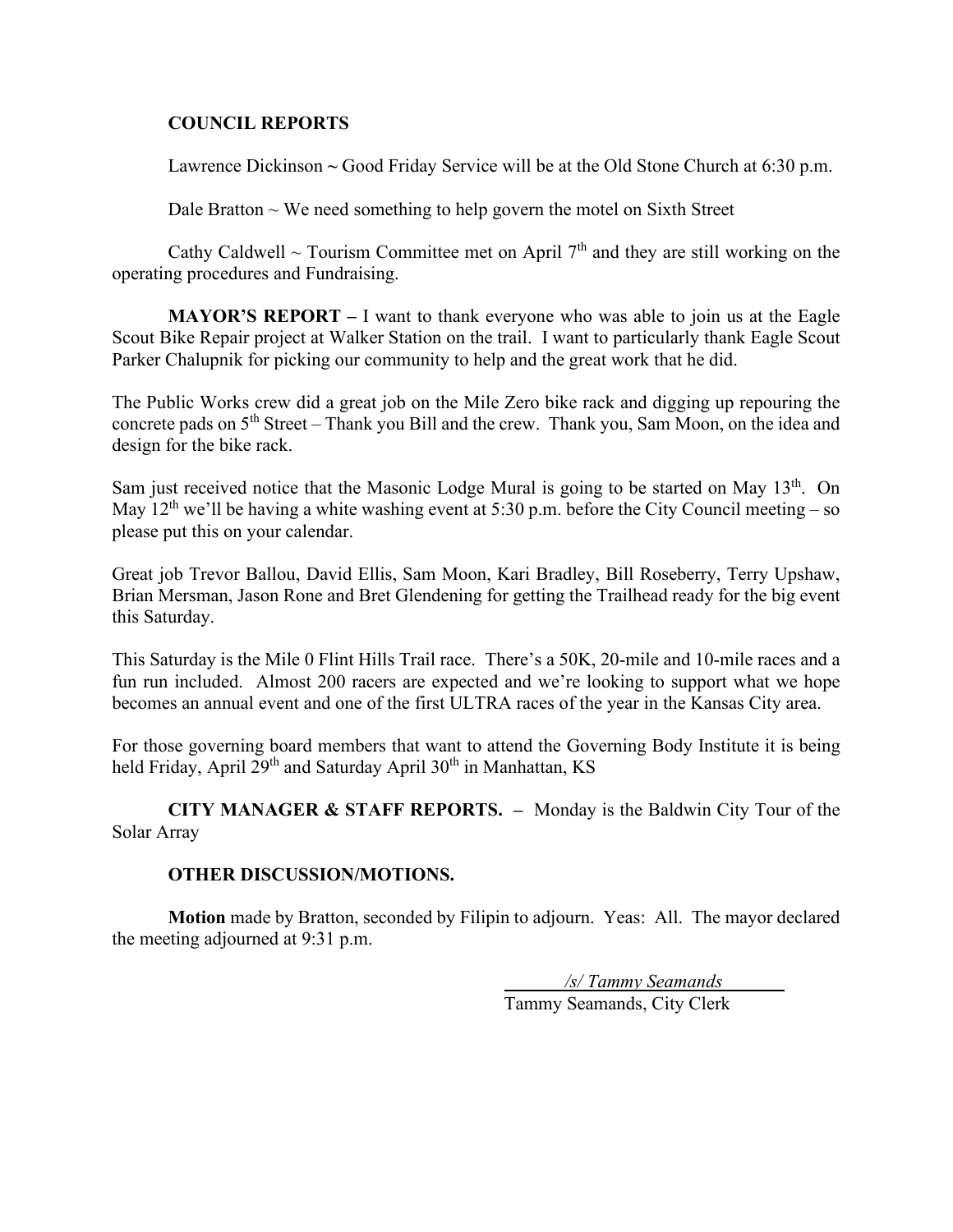**COUNCIL REPORTS**

Lawrence Dickinson **~** Good Friday Service will be at the Old Stone Church at 6:30 p.m.

Dale Bratton ~ We need something to help govern the motel on Sixth Street

Cathy Caldwell ~ Tourism Committee met on April 7th and they are still working on the operating procedures and Fundraising.

**MAYOR'S REPORT –** I want to thank everyone who was able to join us at the Eagle Scout Bike Repair project at Walker Station on the trail. I want to particularly thank Eagle Scout Parker Chalupnik for picking our community to help and the great work that he did.

The Public Works crew did a great job on the Mile Zero bike rack and digging up repouring the concrete pads on 5th Street – Thank you Bill and the crew. Thank you, Sam Moon, on the idea and design for the bike rack.

Sam just received notice that the Masonic Lodge Mural is going to be started on May 13th. On May 12th we'll be having a white washing event at 5:30 p.m. before the City Council meeting – so please put this on your calendar.

Great job Trevor Ballou, David Ellis, Sam Moon, Kari Bradley, Bill Roseberry, Terry Upshaw, Brian Mersman, Jason Rone and Bret Glendening for getting the Trailhead ready for the big event this Saturday.

This Saturday is the Mile 0 Flint Hills Trail race. There's a 50K, 20-mile and 10-mile races and a fun run included. Almost 200 racers are expected and we're looking to support what we hope becomes an annual event and one of the first ULTRA races of the year in the Kansas City area.

For those governing board members that want to attend the Governing Body Institute it is being held Friday, April 29th and Saturday April 30th in Manhattan, KS

**CITY MANAGER & STAFF REPORTS. –** Monday is the Baldwin City Tour of the Solar Array

**OTHER DISCUSSION/MOTIONS.**

**Motion** made by Bratton, seconded by Filipin to adjourn. Yeas: All. The mayor declared the meeting adjourned at 9:31 p.m.

*/s/ Tammy Seamands*

Tammy Seamands, City Clerk